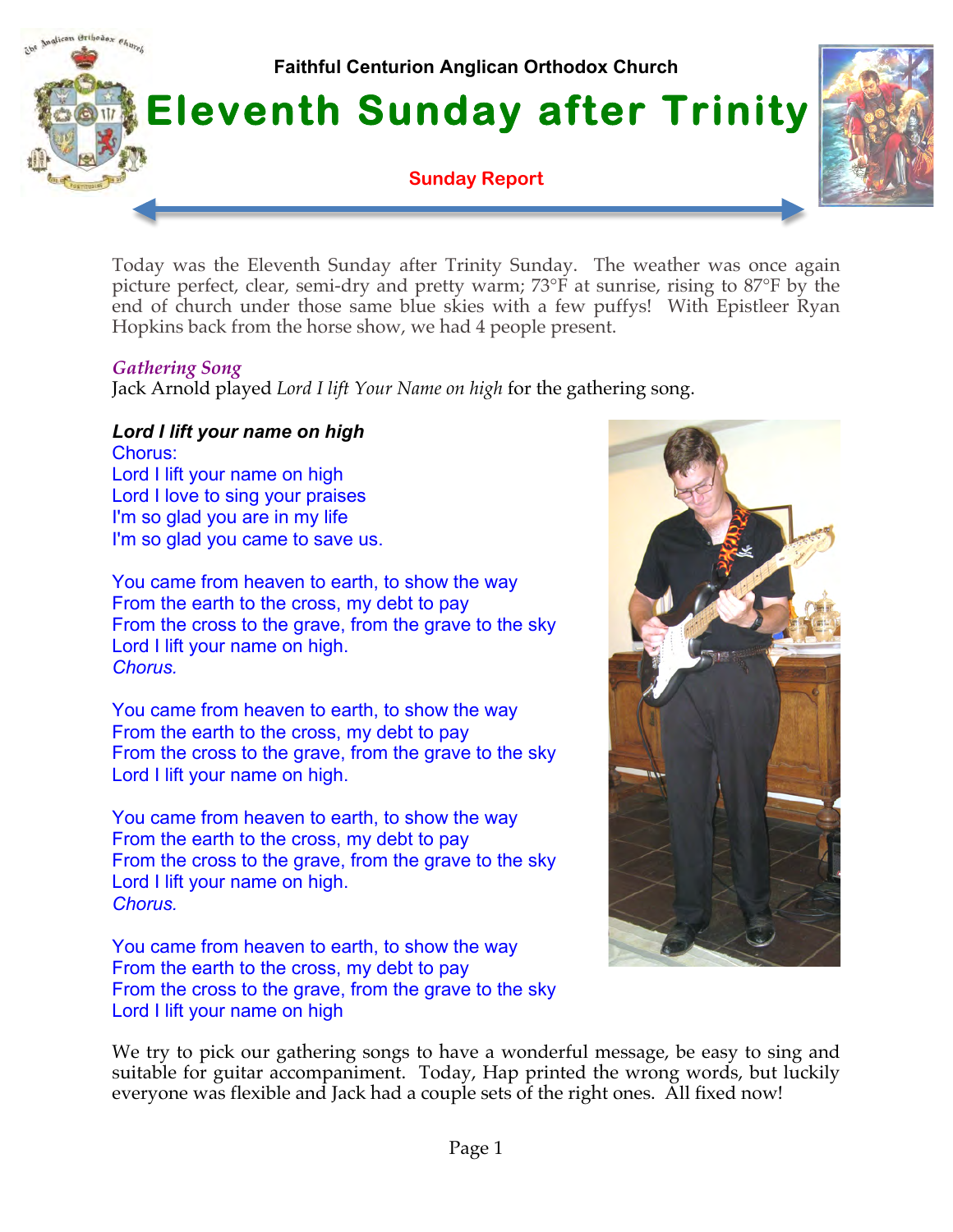Faithful Centurion Anglican Orthodox Church

# Eleventh Sunday after Trinity

**Sunday Report**

Today was the Eleventh Sunday after Trinity Sunday. The weather was once again picture perfect, clear, semi-dry and pretty warm; 73°F at sunrise, rising to 87°F by the end of church under those same blue skies with a few puffys! With Epistleer Ryan Hopkins back from the horse show, we had 4 people present.

*Gathering Song*

Jack Arnold played *Lord I lift Your Name on high* for the gathering song.

***Lord I lift your name on high***

Chorus:
Lord I lift your name on high
Lord I love to sing your praises
I'm so glad you are in my life
I'm so glad you came to save us.

You came from heaven to earth, to show the way
From the earth to the cross, my debt to pay
From the cross to the grave, from the grave to the sky
Lord I lift your name on high.
*Chorus.*

You came from heaven to earth, to show the way
From the earth to the cross, my debt to pay
From the cross to the grave, from the grave to the sky
Lord I lift your name on high.

You came from heaven to earth, to show the way
From the earth to the cross, my debt to pay
From the cross to the grave, from the grave to the sky
Lord I lift your name on high.
*Chorus.*

You came from heaven to earth, to show the way
From the earth to the cross, my debt to pay
From the cross to the grave, from the grave to the sky
Lord I lift your name on high

We try to pick our gathering songs to have a wonderful message, be easy to sing and suitable for guitar accompaniment. Today, Hap printed the wrong words, but luckily everyone was flexible and Jack had a couple sets of the right ones. All fixed now!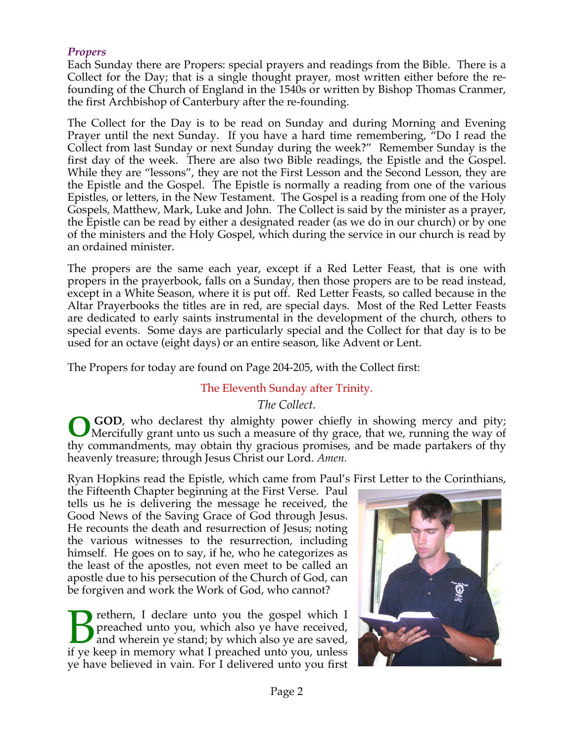### *Propers*

Each Sunday there are Propers: special prayers and readings from the Bible. There is a Collect for the Day; that is a single thought prayer, most written either before the re-founding of the Church of England in the 1540s or written by Bishop Thomas Cranmer, the first Archbishop of Canterbury after the re-founding.

The Collect for the Day is to be read on Sunday and during Morning and Evening Prayer until the next Sunday. If you have a hard time remembering, "Do I read the Collect from last Sunday or next Sunday during the week?" Remember Sunday is the first day of the week. There are also two Bible readings, the Epistle and the Gospel. While they are "lessons", they are not the First Lesson and the Second Lesson, they are the Epistle and the Gospel. The Epistle is normally a reading from one of the various Epistles, or letters, in the New Testament. The Gospel is a reading from one of the Holy Gospels, Matthew, Mark, Luke and John. The Collect is said by the minister as a prayer, the Epistle can be read by either a designated reader (as we do in our church) or by one of the ministers and the Holy Gospel, which during the service in our church is read by an ordained minister.

The propers are the same each year, except if a Red Letter Feast, that is one with propers in the prayerbook, falls on a Sunday, then those propers are to be read instead, except in a White Season, where it is put off. Red Letter Feasts, so called because in the Altar Prayerbooks the titles are in red, are special days. Most of the Red Letter Feasts are dedicated to early saints instrumental in the development of the church, others to special events. Some days are particularly special and the Collect for that day is to be used for an octave (eight days) or an entire season, like Advent or Lent.

The Propers for today are found on Page 204-205, with the Collect first:

The Eleventh Sunday after Trinity.

*The Collect.*

**O GOD**, who declarest thy almighty power chiefly in showing mercy and pity; Mercifully grant unto us such a measure of thy grace, that we, running the way of thy commandments, may obtain thy gracious promises, and be made partakers of thy heavenly treasure; through Jesus Christ our Lord. *Amen.*

Ryan Hopkins read the Epistle, which came from Paul's First Letter to the Corinthians, the Fifteenth Chapter beginning at the First Verse. Paul tells us he is delivering the message he received, the Good News of the Saving Grace of God through Jesus. He recounts the death and resurrection of Jesus; noting the various witnesses to the resurrection, including himself. He goes on to say, if he, who he categorizes as the least of the apostles, not even meet to be called an apostle due to his persecution of the Church of God, can be forgiven and work the Work of God, who cannot?

Brethern, I declare unto you the gospel which I preached unto you, which also ye have received, and wherein ye stand; by which also ye are saved, if ye keep in memory what I preached unto you, unless ye have believed in vain. For I delivered unto you first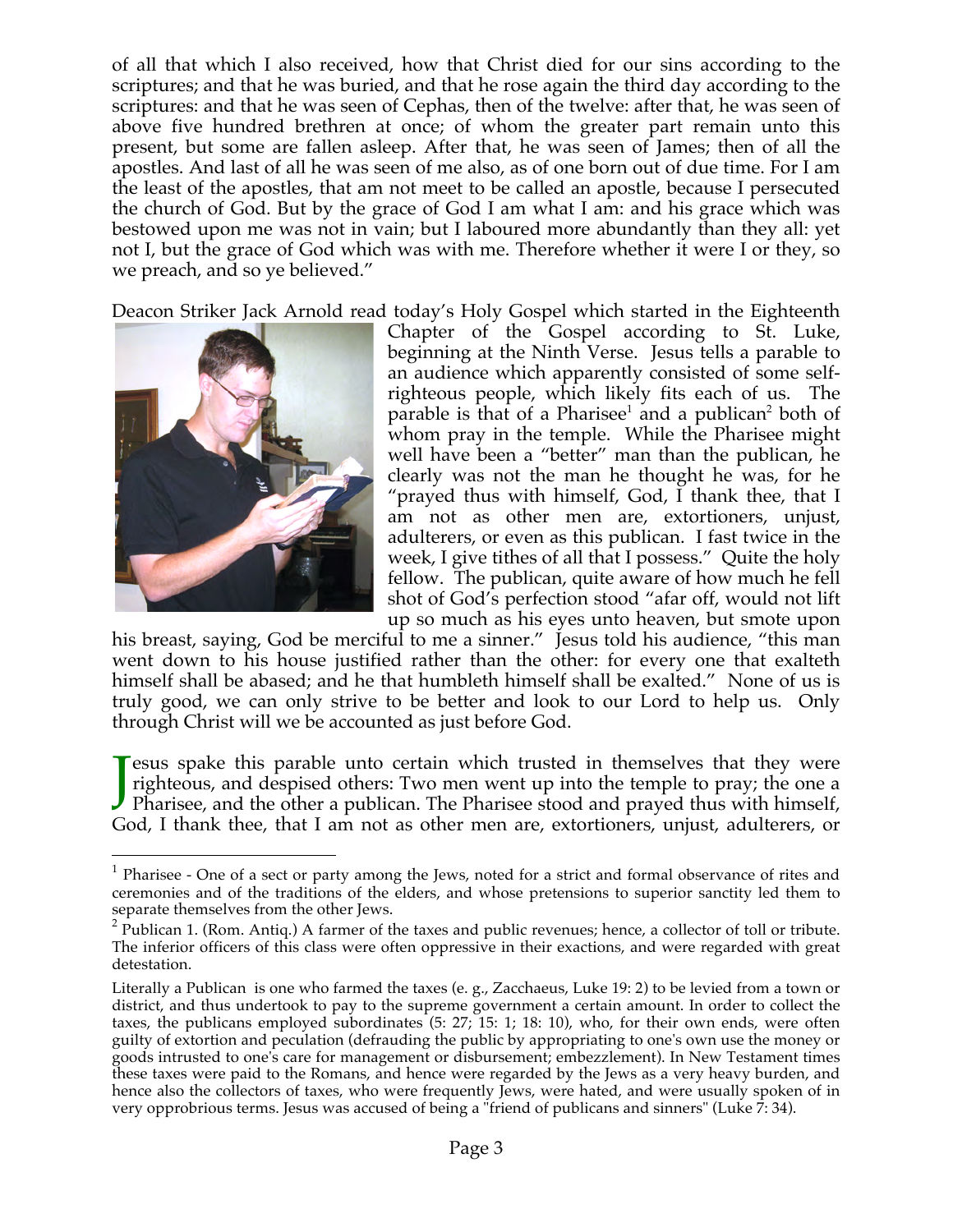of all that which I also received, how that Christ died for our sins according to the scriptures; and that he was buried, and that he rose again the third day according to the scriptures: and that he was seen of Cephas, then of the twelve: after that, he was seen of above five hundred brethren at once; of whom the greater part remain unto this present, but some are fallen asleep. After that, he was seen of James; then of all the apostles. And last of all he was seen of me also, as of one born out of due time. For I am the least of the apostles, that am not meet to be called an apostle, because I persecuted the church of God. But by the grace of God I am what I am: and his grace which was bestowed upon me was not in vain; but I laboured more abundantly than they all: yet not I, but the grace of God which was with me. Therefore whether it were I or they, so we preach, and so ye believed."

Deacon Striker Jack Arnold read today's Holy Gospel which started in the Eighteenth Chapter of the Gospel according to St. Luke, beginning at the Ninth Verse. Jesus tells a parable to an audience which apparently consisted of some self-righteous people, which likely fits each of us. The parable is that of a Pharisee[1] and a publican[2] both of whom pray in the temple. While the Pharisee might well have been a "better" man than the publican, he clearly was not the man he thought he was, for he "prayed thus with himself, God, I thank thee, that I am not as other men are, extortioners, unjust, adulterers, or even as this publican. I fast twice in the week, I give tithes of all that I possess." Quite the holy fellow. The publican, quite aware of how much he fell shot of God's perfection stood "afar off, would not lift up so much as his eyes unto heaven, but smote upon his breast, saying, God be merciful to me a sinner." Jesus told his audience, "this man went down to his house justified rather than the other: for every one that exalteth himself shall be abased; and he that humbleth himself shall be exalted." None of us is truly good, we can only strive to be better and look to our Lord to help us. Only through Christ will we be accounted as just before God.

Jesus spake this parable unto certain which trusted in themselves that they were righteous, and despised others: Two men went up into the temple to pray; the one a Pharisee, and the other a publican. The Pharisee stood and prayed thus with himself, God, I thank thee, that I am not as other men are, extortioners, unjust, adulterers, or

---

[1] Pharisee - One of a sect or party among the Jews, noted for a strict and formal observance of rites and ceremonies and of the traditions of the elders, and whose pretensions to superior sanctity led them to separate themselves from the other Jews.

[2] Publican 1. (Rom. Antiq.) A farmer of the taxes and public revenues; hence, a collector of toll or tribute. The inferior officers of this class were often oppressive in their exactions, and were regarded with great detestation.

Literally a Publican is one who farmed the taxes (e. g., Zacchaeus, Luke 19: 2) to be levied from a town or district, and thus undertook to pay to the supreme government a certain amount. In order to collect the taxes, the publicans employed subordinates (5: 27; 15: 1; 18: 10), who, for their own ends, were often guilty of extortion and peculation (defrauding the public by appropriating to one's own use the money or goods intrusted to one's care for management or disbursement; embezzlement). In New Testament times these taxes were paid to the Romans, and hence were regarded by the Jews as a very heavy burden, and hence also the collectors of taxes, who were frequently Jews, were hated, and were usually spoken of in very opprobrious terms. Jesus was accused of being a "friend of publicans and sinners" (Luke 7: 34).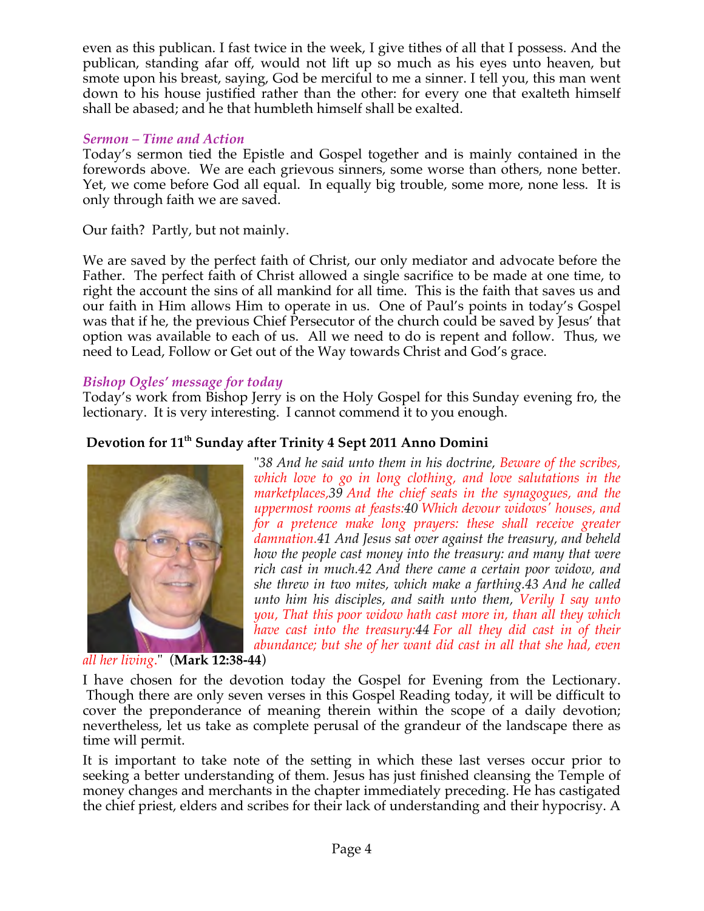even as this publican. I fast twice in the week, I give tithes of all that I possess. And the publican, standing afar off, would not lift up so much as his eyes unto heaven, but smote upon his breast, saying, God be merciful to me a sinner. I tell you, this man went down to his house justified rather than the other: for every one that exalteth himself shall be abased; and he that humbleth himself shall be exalted.

### *Sermon – Time and Action*

Today's sermon tied the Epistle and Gospel together and is mainly contained in the forewords above. We are each grievous sinners, some worse than others, none better. Yet, we come before God all equal. In equally big trouble, some more, none less. It is only through faith we are saved.

Our faith? Partly, but not mainly.

We are saved by the perfect faith of Christ, our only mediator and advocate before the Father. The perfect faith of Christ allowed a single sacrifice to be made at one time, to right the account the sins of all mankind for all time. This is the faith that saves us and our faith in Him allows Him to operate in us. One of Paul's points in today's Gospel was that if he, the previous Chief Persecutor of the church could be saved by Jesus' that option was available to each of us. All we need to do is repent and follow. Thus, we need to Lead, Follow or Get out of the Way towards Christ and God's grace.

### *Bishop Ogles' message for today*

Today's work from Bishop Jerry is on the Holy Gospel for this Sunday evening fro, the lectionary. It is very interesting. I cannot commend it to you enough.

#### Devotion for 11th Sunday after Trinity 4 Sept 2011 Anno Domini

"*38 And he said unto them in his doctrine, Beware of the scribes, which love to go in long clothing, and love salutations in the marketplaces,39 And the chief seats in the synagogues, and the uppermost rooms at feasts:40 Which devour widows' houses, and for a pretence make long prayers: these shall receive greater damnation.41 And Jesus sat over against the treasury, and beheld how the people cast money into the treasury: and many that were rich cast in much.42 And there came a certain poor widow, and she threw in two mites, which make a farthing.43 And he called unto him his disciples, and saith unto them, Verily I say unto you, That this poor widow hath cast more in, than all they which have cast into the treasury:44 For all they did cast in of their abundance; but she of her want did cast in all that she had, even all her living.*" (**Mark 12:38-44**)

I have chosen for the devotion today the Gospel for Evening from the Lectionary. Though there are only seven verses in this Gospel Reading today, it will be difficult to cover the preponderance of meaning therein within the scope of a daily devotion; nevertheless, let us take as complete perusal of the grandeur of the landscape there as time will permit.

It is important to take note of the setting in which these last verses occur prior to seeking a better understanding of them. Jesus has just finished cleansing the Temple of money changes and merchants in the chapter immediately preceding. He has castigated the chief priest, elders and scribes for their lack of understanding and their hypocrisy. A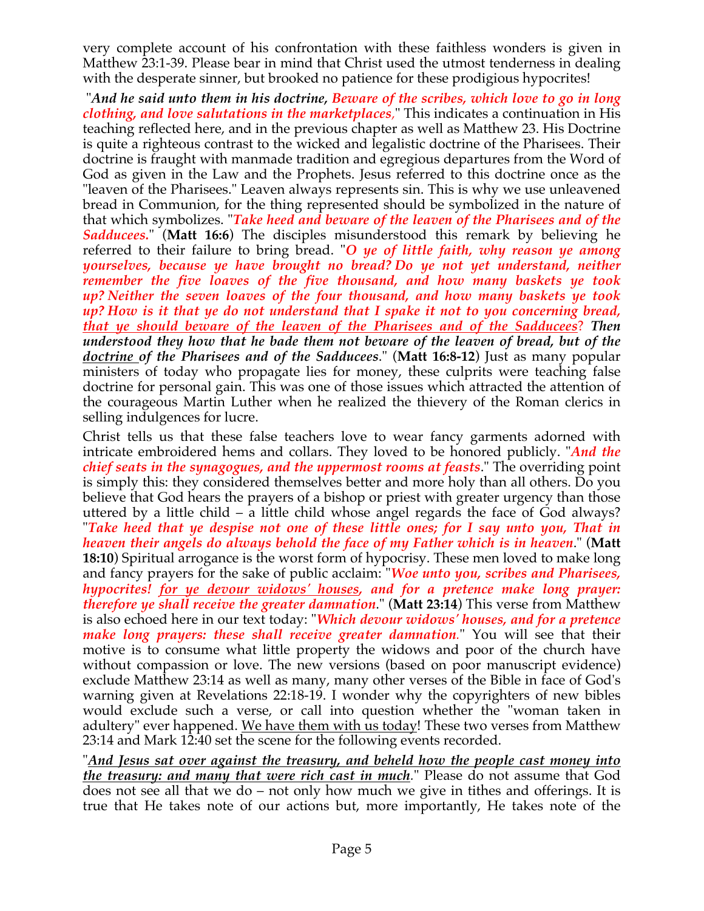very complete account of his confrontation with these faithless wonders is given in Matthew 23:1-39. Please bear in mind that Christ used the utmost tenderness in dealing with the desperate sinner, but brooked no patience for these prodigious hypocrites!

"***And he said unto them in his doctrine, Beware of the scribes, which love to go in long clothing, and love salutations in the marketplaces,***" This indicates a continuation in His teaching reflected here, and in the previous chapter as well as Matthew 23. His Doctrine is quite a righteous contrast to the wicked and legalistic doctrine of the Pharisees. Their doctrine is fraught with manmade tradition and egregious departures from the Word of God as given in the Law and the Prophets. Jesus referred to this doctrine once as the "leaven of the Pharisees." Leaven always represents sin. This is why we use unleavened bread in Communion, for the thing represented should be symbolized in the nature of that which symbolizes. "***Take heed and beware of the leaven of the Pharisees and of the Sadducees.***" (**Matt 16:6**) The disciples misunderstood this remark by believing he referred to their failure to bring bread. "***O ye of little faith, why reason ye among yourselves, because ye have brought no bread? Do ye not yet understand, neither remember the five loaves of the five thousand, and how many baskets ye took up? Neither the seven loaves of the four thousand, and how many baskets ye took up? How is it that ye do not understand that I spake it not to you concerning bread, <u>that ye should beware of the leaven of the Pharisees and of the Sadducees</u>? Then understood they how that he bade them not beware of the leaven of bread, but of the <u>doctrine</u> of the Pharisees and of the Sadducees***." (**Matt 16:8-12**) Just as many popular ministers of today who propagate lies for money, these culprits were teaching false doctrine for personal gain. This was one of those issues which attracted the attention of the courageous Martin Luther when he realized the thievery of the Roman clerics in selling indulgences for lucre.

Christ tells us that these false teachers love to wear fancy garments adorned with intricate embroidered hems and collars. They loved to be honored publicly. "***And the chief seats in the synagogues, and the uppermost rooms at feasts***." The overriding point is simply this: they considered themselves better and more holy than all others. Do you believe that God hears the prayers of a bishop or priest with greater urgency than those uttered by a little child – a little child whose angel regards the face of God always? "***Take heed that ye despise not one of these little ones; for I say unto you, That in heaven their angels do always behold the face of my Father which is in heaven***." (**Matt 18:10**) Spiritual arrogance is the worst form of hypocrisy. These men loved to make long and fancy prayers for the sake of public acclaim: "***Woe unto you, scribes and Pharisees, hypocrites! <u>for ye devour widows' houses</u>, and for a pretence make long prayer: therefore ye shall receive the greater damnation***." (**Matt 23:14**) This verse from Matthew is also echoed here in our text today: "***Which devour widows' houses, and for a pretence make long prayers: these shall receive greater damnation.***" You will see that their motive is to consume what little property the widows and poor of the church have without compassion or love. The new versions (based on poor manuscript evidence) exclude Matthew 23:14 as well as many, many other verses of the Bible in face of God's warning given at Revelations 22:18-19. I wonder why the copyrighters of new bibles would exclude such a verse, or call into question whether the "woman taken in adultery" ever happened. <u>We have them with us today</u>! These two verses from Matthew 23:14 and Mark 12:40 set the scene for the following events recorded.

"***<u>And Jesus sat over against the treasury, and beheld how the people cast money into the treasury: and many that were rich cast in much</u>.***" Please do not assume that God does not see all that we do – not only how much we give in tithes and offerings. It is true that He takes note of our actions but, more importantly, He takes note of the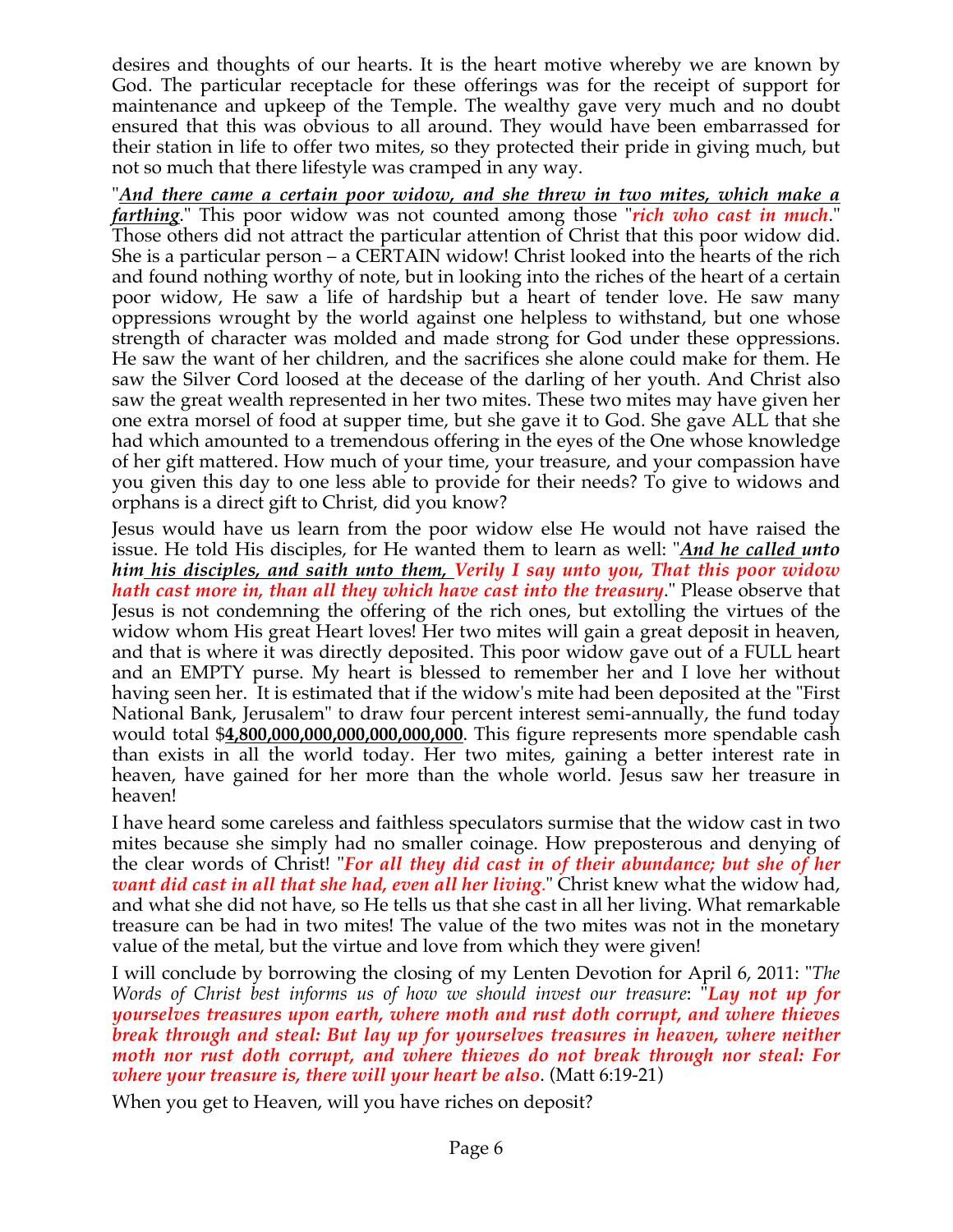desires and thoughts of our hearts. It is the heart motive whereby we are known by God. The particular receptacle for these offerings was for the receipt of support for maintenance and upkeep of the Temple. The wealthy gave very much and no doubt ensured that this was obvious to all around. They would have been embarrassed for their station in life to offer two mites, so they protected their pride in giving much, but not so much that there lifestyle was cramped in any way.

"***And there came a certain poor widow, and she threw in two mites, which make a farthing***." This poor widow was not counted among those "***rich who cast in much***." Those others did not attract the particular attention of Christ that this poor widow did. She is a particular person – a CERTAIN widow! Christ looked into the hearts of the rich and found nothing worthy of note, but in looking into the riches of the heart of a certain poor widow, He saw a life of hardship but a heart of tender love. He saw many oppressions wrought by the world against one helpless to withstand, but one whose strength of character was molded and made strong for God under these oppressions. He saw the want of her children, and the sacrifices she alone could make for them. He saw the Silver Cord loosed at the decease of the darling of her youth. And Christ also saw the great wealth represented in her two mites. These two mites may have given her one extra morsel of food at supper time, but she gave it to God. She gave ALL that she had which amounted to a tremendous offering in the eyes of the One whose knowledge of her gift mattered. How much of your time, your treasure, and your compassion have you given this day to one less able to provide for their needs? To give to widows and orphans is a direct gift to Christ, did you know?

Jesus would have us learn from the poor widow else He would not have raised the issue. He told His disciples, for He wanted them to learn as well: "***And he called unto him his disciples, and saith unto them, Verily I say unto you, That this poor widow hath cast more in, than all they which have cast into the treasury***." Please observe that Jesus is not condemning the offering of the rich ones, but extolling the virtues of the widow whom His great Heart loves! Her two mites will gain a great deposit in heaven, and that is where it was directly deposited. This poor widow gave out of a FULL heart and an EMPTY purse. My heart is blessed to remember her and I love her without having seen her. It is estimated that if the widow's mite had been deposited at the "First National Bank, Jerusalem" to draw four percent interest semi-annually, the fund today would total $**4,800,000,000,000,000,000,000**. This figure represents more spendable cash than exists in all the world today. Her two mites, gaining a better interest rate in heaven, have gained for her more than the whole world. Jesus saw her treasure in heaven!

I have heard some careless and faithless speculators surmise that the widow cast in two mites because she simply had no smaller coinage. How preposterous and denying of the clear words of Christ! "***For all they did cast in of their abundance; but she of her want did cast in all that she had, even all her living***." Christ knew what the widow had, and what she did not have, so He tells us that she cast in all her living. What remarkable treasure can be had in two mites! The value of the two mites was not in the monetary value of the metal, but the virtue and love from which they were given!

I will conclude by borrowing the closing of my Lenten Devotion for April 6, 2011: "*The Words of Christ best informs us of how we should invest our treasure*: "***Lay not up for yourselves treasures upon earth, where moth and rust doth corrupt, and where thieves break through and steal: But lay up for yourselves treasures in heaven, where neither moth nor rust doth corrupt, and where thieves do not break through nor steal: For where your treasure is, there will your heart be also***. (Matt 6:19-21)

When you get to Heaven, will you have riches on deposit?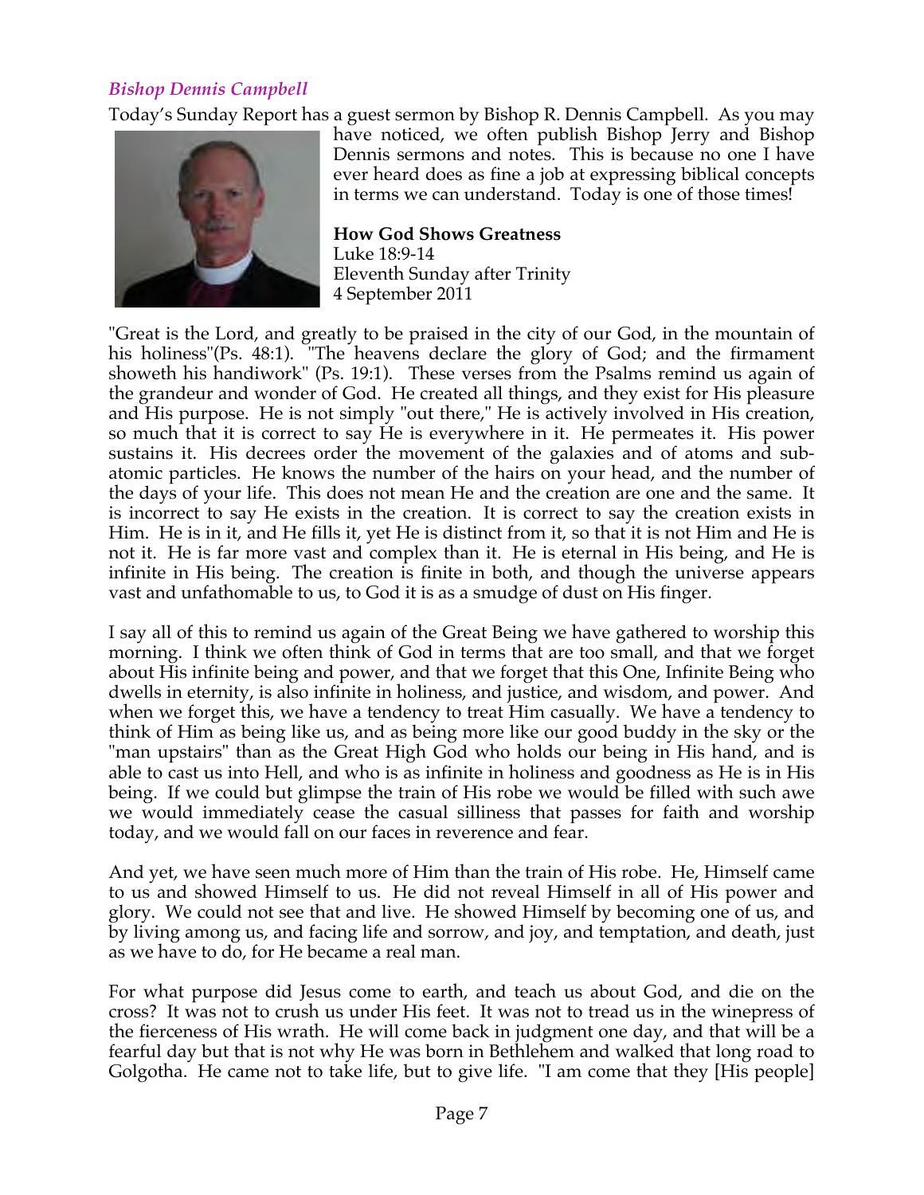### *Bishop Dennis Campbell*

Today's Sunday Report has a guest sermon by Bishop R. Dennis Campbell. As you may have noticed, we often publish Bishop Jerry and Bishop Dennis sermons and notes. This is because no one I have ever heard does as fine a job at expressing biblical concepts in terms we can understand. Today is one of those times!

**How God Shows Greatness**
Luke 18:9-14
Eleventh Sunday after Trinity
4 September 2011

"Great is the Lord, and greatly to be praised in the city of our God, in the mountain of his holiness"(Ps. 48:1). "The heavens declare the glory of God; and the firmament showeth his handiwork" (Ps. 19:1). These verses from the Psalms remind us again of the grandeur and wonder of God. He created all things, and they exist for His pleasure and His purpose. He is not simply "out there," He is actively involved in His creation, so much that it is correct to say He is everywhere in it. He permeates it. His power sustains it. His decrees order the movement of the galaxies and of atoms and sub-atomic particles. He knows the number of the hairs on your head, and the number of the days of your life. This does not mean He and the creation are one and the same. It is incorrect to say He exists in the creation. It is correct to say the creation exists in Him. He is in it, and He fills it, yet He is distinct from it, so that it is not Him and He is not it. He is far more vast and complex than it. He is eternal in His being, and He is infinite in His being. The creation is finite in both, and though the universe appears vast and unfathomable to us, to God it is as a smudge of dust on His finger.

I say all of this to remind us again of the Great Being we have gathered to worship this morning. I think we often think of God in terms that are too small, and that we forget about His infinite being and power, and that we forget that this One, Infinite Being who dwells in eternity, is also infinite in holiness, and justice, and wisdom, and power. And when we forget this, we have a tendency to treat Him casually. We have a tendency to think of Him as being like us, and as being more like our good buddy in the sky or the "man upstairs" than as the Great High God who holds our being in His hand, and is able to cast us into Hell, and who is as infinite in holiness and goodness as He is in His being. If we could but glimpse the train of His robe we would be filled with such awe we would immediately cease the casual silliness that passes for faith and worship today, and we would fall on our faces in reverence and fear.

And yet, we have seen much more of Him than the train of His robe. He, Himself came to us and showed Himself to us. He did not reveal Himself in all of His power and glory. We could not see that and live. He showed Himself by becoming one of us, and by living among us, and facing life and sorrow, and joy, and temptation, and death, just as we have to do, for He became a real man.

For what purpose did Jesus come to earth, and teach us about God, and die on the cross? It was not to crush us under His feet. It was not to tread us in the winepress of the fierceness of His wrath. He will come back in judgment one day, and that will be a fearful day but that is not why He was born in Bethlehem and walked that long road to Golgotha. He came not to take life, but to give life. "I am come that they [His people]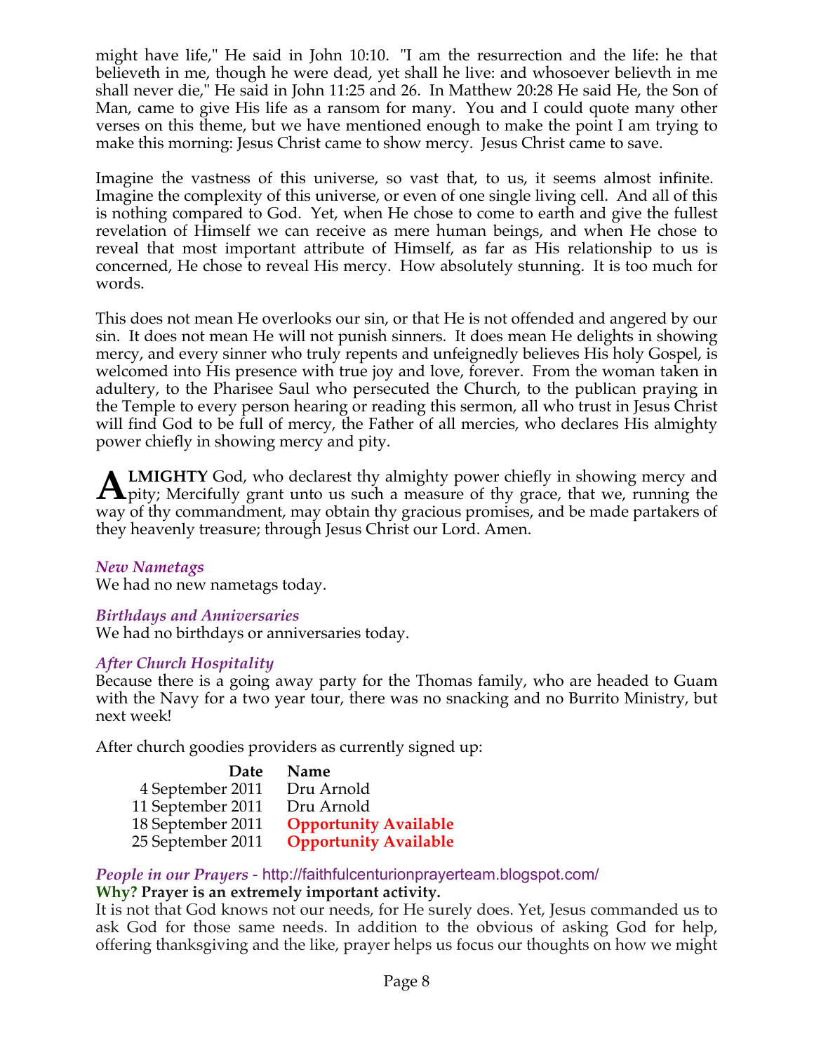might have life," He said in John 10:10. "I am the resurrection and the life: he that believeth in me, though he were dead, yet shall he live: and whosoever believth in me shall never die," He said in John 11:25 and 26. In Matthew 20:28 He said He, the Son of Man, came to give His life as a ransom for many. You and I could quote many other verses on this theme, but we have mentioned enough to make the point I am trying to make this morning: Jesus Christ came to show mercy. Jesus Christ came to save.

Imagine the vastness of this universe, so vast that, to us, it seems almost infinite. Imagine the complexity of this universe, or even of one single living cell. And all of this is nothing compared to God. Yet, when He chose to come to earth and give the fullest revelation of Himself we can receive as mere human beings, and when He chose to reveal that most important attribute of Himself, as far as His relationship to us is concerned, He chose to reveal His mercy. How absolutely stunning. It is too much for words.

This does not mean He overlooks our sin, or that He is not offended and angered by our sin. It does not mean He will not punish sinners. It does mean He delights in showing mercy, and every sinner who truly repents and unfeignedly believes His holy Gospel, is welcomed into His presence with true joy and love, forever. From the woman taken in adultery, to the Pharisee Saul who persecuted the Church, to the publican praying in the Temple to every person hearing or reading this sermon, all who trust in Jesus Christ will find God to be full of mercy, the Father of all mercies, who declares His almighty power chiefly in showing mercy and pity.

**ALMIGHTY** God, who declarest thy almighty power chiefly in showing mercy and pity; Mercifully grant unto us such a measure of thy grace, that we, running the way of thy commandment, may obtain thy gracious promises, and be made partakers of they heavenly treasure; through Jesus Christ our Lord. Amen.

### *New Nametags*

We had no new nametags today.

### *Birthdays and Anniversaries*

We had no birthdays or anniversaries today.

### *After Church Hospitality*

Because there is a going away party for the Thomas family, who are headed to Guam with the Navy for a two year tour, there was no snacking and no Burrito Ministry, but next week!

After church goodies providers as currently signed up:

| Date | Name |
|---|---|
| 4 September 2011 | Dru Arnold |
| 11 September 2011 | Dru Arnold |
| 18 September 2011 | **Opportunity Available** |
| 25 September 2011 | **Opportunity Available** |

### *People in our Prayers* - http://faithfulcenturionprayerteam.blogspot.com/

**Why? Prayer is an extremely important activity.**

It is not that God knows not our needs, for He surely does. Yet, Jesus commanded us to ask God for those same needs. In addition to the obvious of asking God for help, offering thanksgiving and the like, prayer helps us focus our thoughts on how we might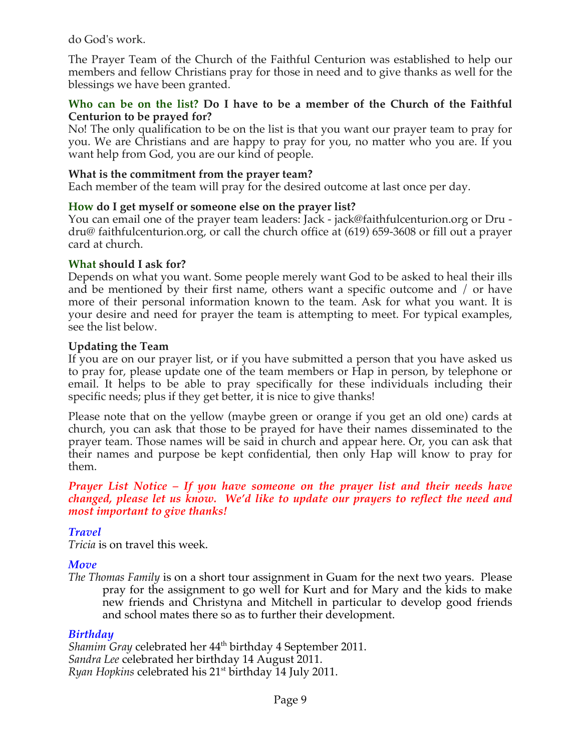do God's work.

The Prayer Team of the Church of the Faithful Centurion was established to help our members and fellow Christians pray for those in need and to give thanks as well for the blessings we have been granted.

**Who can be on the list? Do I have to be a member of the Church of the Faithful Centurion to be prayed for?**
No! The only qualification to be on the list is that you want our prayer team to pray for you. We are Christians and are happy to pray for you, no matter who you are. If you want help from God, you are our kind of people.

**What is the commitment from the prayer team?**
Each member of the team will pray for the desired outcome at last once per day.

**How do I get myself or someone else on the prayer list?**
You can email one of the prayer team leaders: Jack - jack@faithfulcenturion.org or Dru - dru@ faithfulcenturion.org, or call the church office at (619) 659-3608 or fill out a prayer card at church.

**What should I ask for?**
Depends on what you want. Some people merely want God to be asked to heal their ills and be mentioned by their first name, others want a specific outcome and / or have more of their personal information known to the team. Ask for what you want. It is your desire and need for prayer the team is attempting to meet. For typical examples, see the list below.

**Updating the Team**
If you are on our prayer list, or if you have submitted a person that you have asked us to pray for, please update one of the team members or Hap in person, by telephone or email. It helps to be able to pray specifically for these individuals including their specific needs; plus if they get better, it is nice to give thanks!

Please note that on the yellow (maybe green or orange if you get an old one) cards at church, you can ask that those to be prayed for have their names disseminated to the prayer team. Those names will be said in church and appear here. Or, you can ask that their names and purpose be kept confidential, then only Hap will know to pray for them.

***Prayer List Notice – If you have someone on the prayer list and their needs have changed, please let us know. We'd like to update our prayers to reflect the need and most important to give thanks!***

### *Travel*
*Tricia* is on travel this week.

### *Move*
*The Thomas Family* is on a short tour assignment in Guam for the next two years. Please pray for the assignment to go well for Kurt and for Mary and the kids to make new friends and Christyna and Mitchell in particular to develop good friends and school mates there so as to further their development.

### *Birthday*
*Shamim Gray* celebrated her 44th birthday 4 September 2011.
*Sandra Lee* celebrated her birthday 14 August 2011.
*Ryan Hopkins* celebrated his 21st birthday 14 July 2011.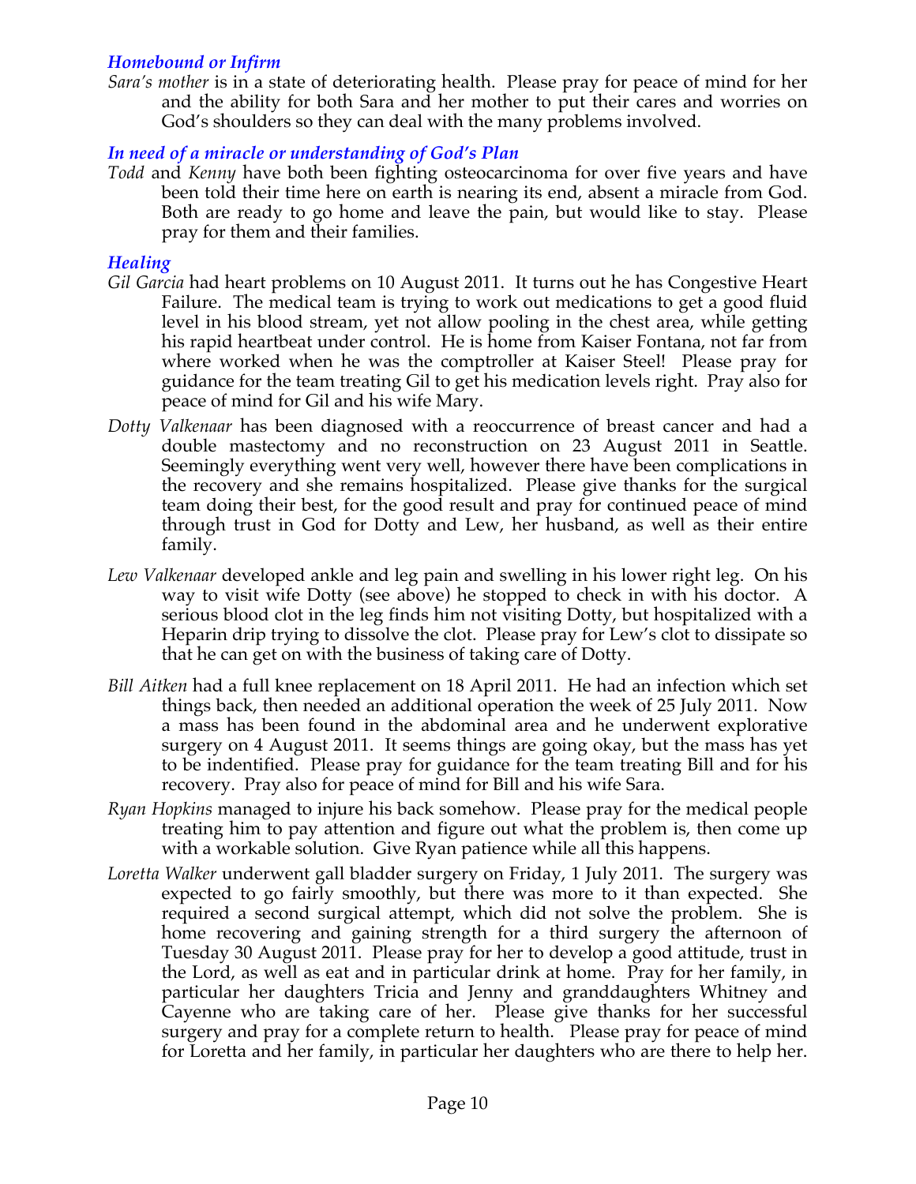### *Homebound or Infirm*

*Sara's mother* is in a state of deteriorating health. Please pray for peace of mind for her and the ability for both Sara and her mother to put their cares and worries on God's shoulders so they can deal with the many problems involved.

### *In need of a miracle or understanding of God's Plan*

*Todd* and *Kenny* have both been fighting osteocarcinoma for over five years and have been told their time here on earth is nearing its end, absent a miracle from God. Both are ready to go home and leave the pain, but would like to stay. Please pray for them and their families.

### *Healing*

*Gil Garcia* had heart problems on 10 August 2011. It turns out he has Congestive Heart Failure. The medical team is trying to work out medications to get a good fluid level in his blood stream, yet not allow pooling in the chest area, while getting his rapid heartbeat under control. He is home from Kaiser Fontana, not far from where worked when he was the comptroller at Kaiser Steel! Please pray for guidance for the team treating Gil to get his medication levels right. Pray also for peace of mind for Gil and his wife Mary.

*Dotty Valkenaar* has been diagnosed with a reoccurrence of breast cancer and had a double mastectomy and no reconstruction on 23 August 2011 in Seattle. Seemingly everything went very well, however there have been complications in the recovery and she remains hospitalized. Please give thanks for the surgical team doing their best, for the good result and pray for continued peace of mind through trust in God for Dotty and Lew, her husband, as well as their entire family.

*Lew Valkenaar* developed ankle and leg pain and swelling in his lower right leg. On his way to visit wife Dotty (see above) he stopped to check in with his doctor. A serious blood clot in the leg finds him not visiting Dotty, but hospitalized with a Heparin drip trying to dissolve the clot. Please pray for Lew's clot to dissipate so that he can get on with the business of taking care of Dotty.

*Bill Aitken* had a full knee replacement on 18 April 2011. He had an infection which set things back, then needed an additional operation the week of 25 July 2011. Now a mass has been found in the abdominal area and he underwent explorative surgery on 4 August 2011. It seems things are going okay, but the mass has yet to be indentified. Please pray for guidance for the team treating Bill and for his recovery. Pray also for peace of mind for Bill and his wife Sara.

*Ryan Hopkins* managed to injure his back somehow. Please pray for the medical people treating him to pay attention and figure out what the problem is, then come up with a workable solution. Give Ryan patience while all this happens.

*Loretta Walker* underwent gall bladder surgery on Friday, 1 July 2011. The surgery was expected to go fairly smoothly, but there was more to it than expected. She required a second surgical attempt, which did not solve the problem. She is home recovering and gaining strength for a third surgery the afternoon of Tuesday 30 August 2011. Please pray for her to develop a good attitude, trust in the Lord, as well as eat and in particular drink at home. Pray for her family, in particular her daughters Tricia and Jenny and granddaughters Whitney and Cayenne who are taking care of her. Please give thanks for her successful surgery and pray for a complete return to health. Please pray for peace of mind for Loretta and her family, in particular her daughters who are there to help her.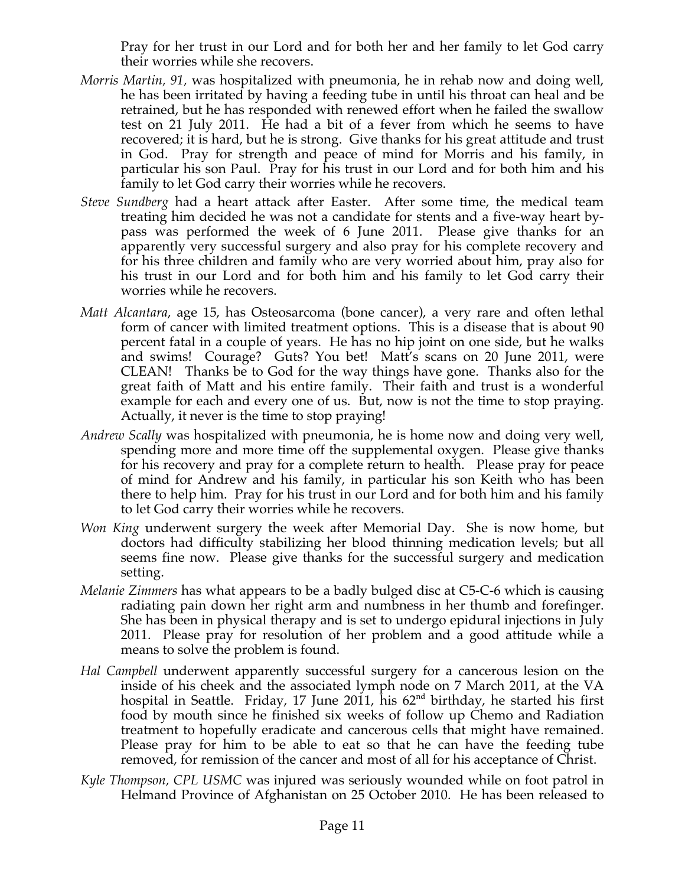Pray for her trust in our Lord and for both her and her family to let God carry their worries while she recovers.

*Morris Martin, 91,* was hospitalized with pneumonia, he in rehab now and doing well, he has been irritated by having a feeding tube in until his throat can heal and be retrained, but he has responded with renewed effort when he failed the swallow test on 21 July 2011. He had a bit of a fever from which he seems to have recovered; it is hard, but he is strong. Give thanks for his great attitude and trust in God. Pray for strength and peace of mind for Morris and his family, in particular his son Paul. Pray for his trust in our Lord and for both him and his family to let God carry their worries while he recovers.

*Steve Sundberg* had a heart attack after Easter. After some time, the medical team treating him decided he was not a candidate for stents and a five-way heart by-pass was performed the week of 6 June 2011. Please give thanks for an apparently very successful surgery and also pray for his complete recovery and for his three children and family who are very worried about him, pray also for his trust in our Lord and for both him and his family to let God carry their worries while he recovers.

*Matt Alcantara*, age 15, has Osteosarcoma (bone cancer), a very rare and often lethal form of cancer with limited treatment options. This is a disease that is about 90 percent fatal in a couple of years. He has no hip joint on one side, but he walks and swims! Courage? Guts? You bet! Matt's scans on 20 June 2011, were CLEAN! Thanks be to God for the way things have gone. Thanks also for the great faith of Matt and his entire family. Their faith and trust is a wonderful example for each and every one of us. But, now is not the time to stop praying. Actually, it never is the time to stop praying!

*Andrew Scally* was hospitalized with pneumonia, he is home now and doing very well, spending more and more time off the supplemental oxygen. Please give thanks for his recovery and pray for a complete return to health. Please pray for peace of mind for Andrew and his family, in particular his son Keith who has been there to help him. Pray for his trust in our Lord and for both him and his family to let God carry their worries while he recovers.

*Won King* underwent surgery the week after Memorial Day. She is now home, but doctors had difficulty stabilizing her blood thinning medication levels; but all seems fine now. Please give thanks for the successful surgery and medication setting.

*Melanie Zimmers* has what appears to be a badly bulged disc at C5-C-6 which is causing radiating pain down her right arm and numbness in her thumb and forefinger. She has been in physical therapy and is set to undergo epidural injections in July 2011. Please pray for resolution of her problem and a good attitude while a means to solve the problem is found.

*Hal Campbell* underwent apparently successful surgery for a cancerous lesion on the inside of his cheek and the associated lymph node on 7 March 2011, at the VA hospital in Seattle. Friday, 17 June 2011, his 62nd birthday, he started his first food by mouth since he finished six weeks of follow up Chemo and Radiation treatment to hopefully eradicate and cancerous cells that might have remained. Please pray for him to be able to eat so that he can have the feeding tube removed, for remission of the cancer and most of all for his acceptance of Christ.

*Kyle Thompson, CPL USMC* was injured was seriously wounded while on foot patrol in Helmand Province of Afghanistan on 25 October 2010. He has been released to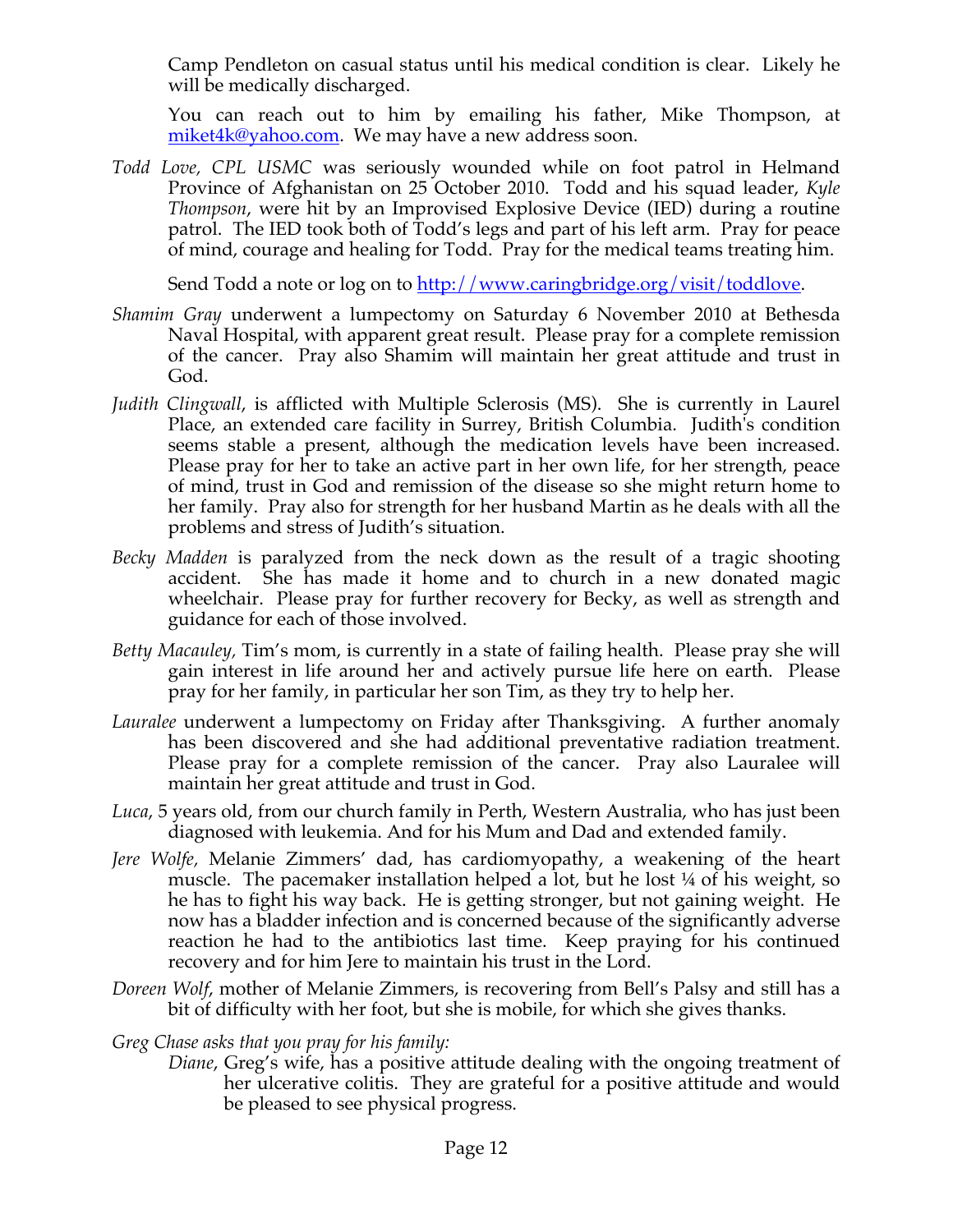Camp Pendleton on casual status until his medical condition is clear. Likely he will be medically discharged.

You can reach out to him by emailing his father, Mike Thompson, at [miket4k@yahoo.com](mailto:miket4k@yahoo.com). We may have a new address soon.

*Todd Love, CPL USMC* was seriously wounded while on foot patrol in Helmand Province of Afghanistan on 25 October 2010. Todd and his squad leader, *Kyle Thompson*, were hit by an Improvised Explosive Device (IED) during a routine patrol. The IED took both of Todd's legs and part of his left arm. Pray for peace of mind, courage and healing for Todd. Pray for the medical teams treating him.

Send Todd a note or log on to [http://www.caringbridge.org/visit/toddlove](http://www.caringbridge.org/visit/toddlove).

*Shamim Gray* underwent a lumpectomy on Saturday 6 November 2010 at Bethesda Naval Hospital, with apparent great result. Please pray for a complete remission of the cancer. Pray also Shamim will maintain her great attitude and trust in God.

*Judith Clingwall*, is afflicted with Multiple Sclerosis (MS). She is currently in Laurel Place, an extended care facility in Surrey, British Columbia. Judith's condition seems stable a present, although the medication levels have been increased. Please pray for her to take an active part in her own life, for her strength, peace of mind, trust in God and remission of the disease so she might return home to her family. Pray also for strength for her husband Martin as he deals with all the problems and stress of Judith's situation.

*Becky Madden* is paralyzed from the neck down as the result of a tragic shooting accident. She has made it home and to church in a new donated magic wheelchair. Please pray for further recovery for Becky, as well as strength and guidance for each of those involved.

*Betty Macauley*, Tim's mom, is currently in a state of failing health. Please pray she will gain interest in life around her and actively pursue life here on earth. Please pray for her family, in particular her son Tim, as they try to help her.

*Lauralee* underwent a lumpectomy on Friday after Thanksgiving. A further anomaly has been discovered and she had additional preventative radiation treatment. Please pray for a complete remission of the cancer. Pray also Lauralee will maintain her great attitude and trust in God.

*Luca*, 5 years old, from our church family in Perth, Western Australia, who has just been diagnosed with leukemia. And for his Mum and Dad and extended family.

*Jere Wolfe*, Melanie Zimmers' dad, has cardiomyopathy, a weakening of the heart muscle. The pacemaker installation helped a lot, but he lost ¼ of his weight, so he has to fight his way back. He is getting stronger, but not gaining weight. He now has a bladder infection and is concerned because of the significantly adverse reaction he had to the antibiotics last time. Keep praying for his continued recovery and for him Jere to maintain his trust in the Lord.

*Doreen Wolf*, mother of Melanie Zimmers, is recovering from Bell's Palsy and still has a bit of difficulty with her foot, but she is mobile, for which she gives thanks.

*Greg Chase asks that you pray for his family:*

*Diane*, Greg's wife, has a positive attitude dealing with the ongoing treatment of her ulcerative colitis. They are grateful for a positive attitude and would be pleased to see physical progress.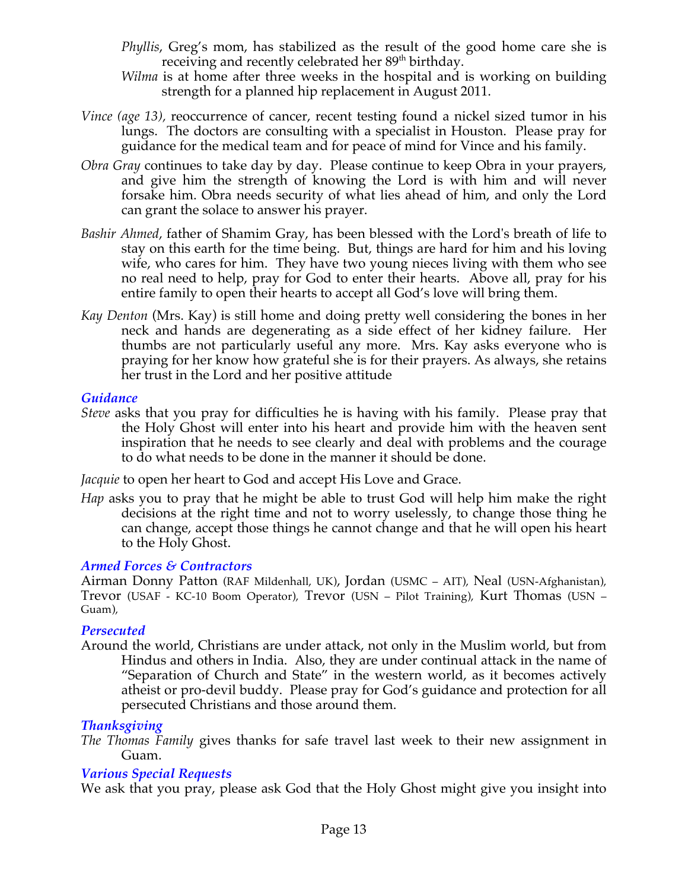*Phyllis*, Greg's mom, has stabilized as the result of the good home care she is receiving and recently celebrated her 89th birthday.

*Wilma* is at home after three weeks in the hospital and is working on building strength for a planned hip replacement in August 2011.

*Vince (age 13),* reoccurrence of cancer, recent testing found a nickel sized tumor in his lungs. The doctors are consulting with a specialist in Houston. Please pray for guidance for the medical team and for peace of mind for Vince and his family.

*Obra Gray* continues to take day by day. Please continue to keep Obra in your prayers, and give him the strength of knowing the Lord is with him and will never forsake him. Obra needs security of what lies ahead of him, and only the Lord can grant the solace to answer his prayer.

*Bashir Ahmed*, father of Shamim Gray, has been blessed with the Lord's breath of life to stay on this earth for the time being. But, things are hard for him and his loving wife, who cares for him. They have two young nieces living with them who see no real need to help, pray for God to enter their hearts. Above all, pray for his entire family to open their hearts to accept all God's love will bring them.

*Kay Denton* (Mrs. Kay) is still home and doing pretty well considering the bones in her neck and hands are degenerating as a side effect of her kidney failure. Her thumbs are not particularly useful any more. Mrs. Kay asks everyone who is praying for her know how grateful she is for their prayers. As always, she retains her trust in the Lord and her positive attitude

### *Guidance*

*Steve* asks that you pray for difficulties he is having with his family. Please pray that the Holy Ghost will enter into his heart and provide him with the heaven sent inspiration that he needs to see clearly and deal with problems and the courage to do what needs to be done in the manner it should be done.

*Jacquie* to open her heart to God and accept His Love and Grace.

*Hap* asks you to pray that he might be able to trust God will help him make the right decisions at the right time and not to worry uselessly, to change those thing he can change, accept those things he cannot change and that he will open his heart to the Holy Ghost.

### *Armed Forces & Contractors*

Airman Donny Patton (RAF Mildenhall, UK), Jordan (USMC – AIT), Neal (USN-Afghanistan), Trevor (USAF - KC-10 Boom Operator), Trevor (USN – Pilot Training), Kurt Thomas (USN – Guam),

### *Persecuted*

Around the world, Christians are under attack, not only in the Muslim world, but from Hindus and others in India. Also, they are under continual attack in the name of "Separation of Church and State" in the western world, as it becomes actively atheist or pro-devil buddy. Please pray for God's guidance and protection for all persecuted Christians and those around them.

### *Thanksgiving*

*The Thomas Family* gives thanks for safe travel last week to their new assignment in Guam.

### *Various Special Requests*

We ask that you pray, please ask God that the Holy Ghost might give you insight into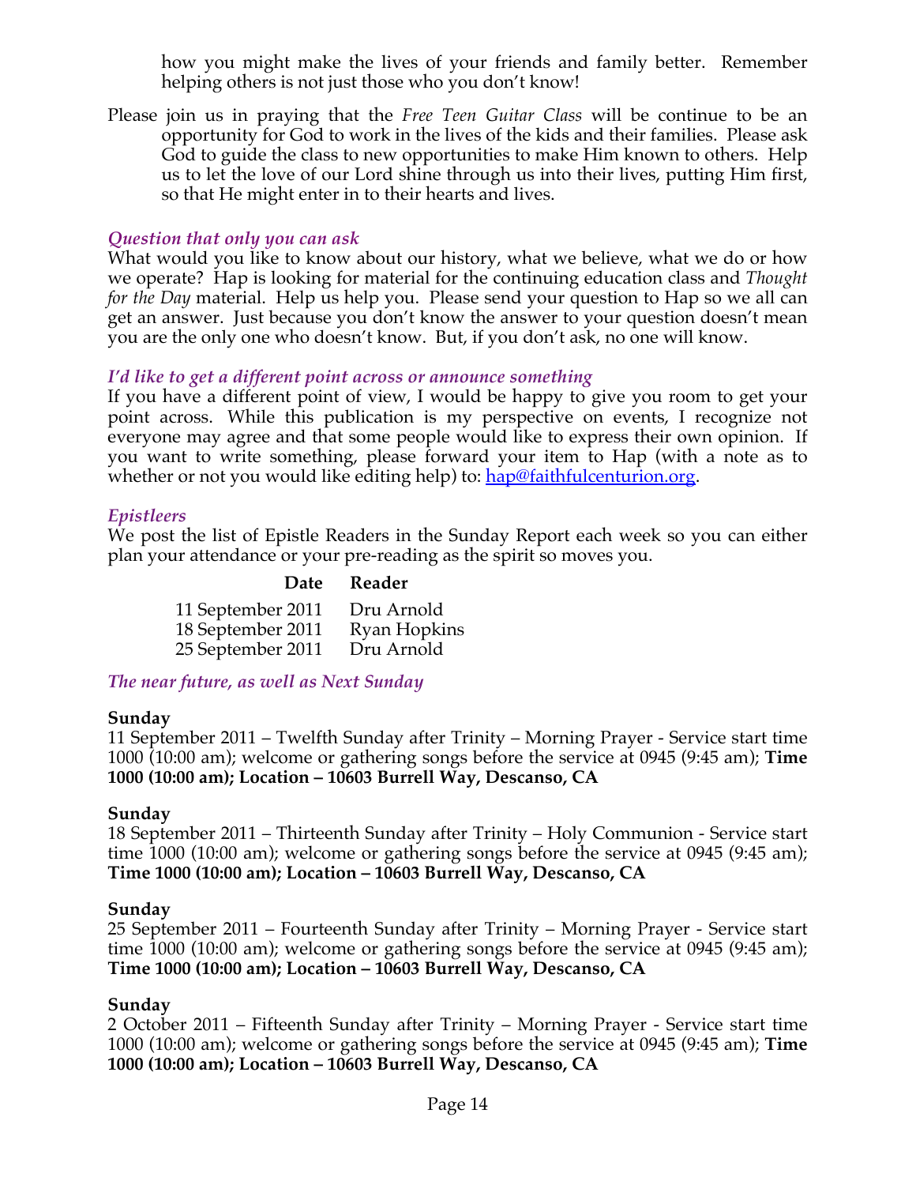how you might make the lives of your friends and family better. Remember helping others is not just those who you don't know!

Please join us in praying that the *Free Teen Guitar Class* will be continue to be an opportunity for God to work in the lives of the kids and their families. Please ask God to guide the class to new opportunities to make Him known to others. Help us to let the love of our Lord shine through us into their lives, putting Him first, so that He might enter in to their hearts and lives.

### *Question that only you can ask*

What would you like to know about our history, what we believe, what we do or how we operate? Hap is looking for material for the continuing education class and *Thought for the Day* material. Help us help you. Please send your question to Hap so we all can get an answer. Just because you don't know the answer to your question doesn't mean you are the only one who doesn't know. But, if you don't ask, no one will know.

### *I'd like to get a different point across or announce something*

If you have a different point of view, I would be happy to give you room to get your point across. While this publication is my perspective on events, I recognize not everyone may agree and that some people would like to express their own opinion. If you want to write something, please forward your item to Hap (with a note as to whether or not you would like editing help) to: hap@faithfulcenturion.org.

### *Epistleers*

We post the list of Epistle Readers in the Sunday Report each week so you can either plan your attendance or your pre-reading as the spirit so moves you.

| Date | Reader |
|---|---|
| 11 September 2011 | Dru Arnold |
| 18 September 2011 | Ryan Hopkins |
| 25 September 2011 | Dru Arnold |

### *The near future, as well as Next Sunday*

**Sunday**
11 September 2011 – Twelfth Sunday after Trinity – Morning Prayer - Service start time 1000 (10:00 am); welcome or gathering songs before the service at 0945 (9:45 am); **Time 1000 (10:00 am); Location – 10603 Burrell Way, Descanso, CA**

**Sunday**
18 September 2011 – Thirteenth Sunday after Trinity – Holy Communion - Service start time 1000 (10:00 am); welcome or gathering songs before the service at 0945 (9:45 am); **Time 1000 (10:00 am); Location – 10603 Burrell Way, Descanso, CA**

**Sunday**
25 September 2011 – Fourteenth Sunday after Trinity – Morning Prayer - Service start time 1000 (10:00 am); welcome or gathering songs before the service at 0945 (9:45 am); **Time 1000 (10:00 am); Location – 10603 Burrell Way, Descanso, CA**

**Sunday**
2 October 2011 – Fifteenth Sunday after Trinity – Morning Prayer - Service start time 1000 (10:00 am); welcome or gathering songs before the service at 0945 (9:45 am); **Time 1000 (10:00 am); Location – 10603 Burrell Way, Descanso, CA**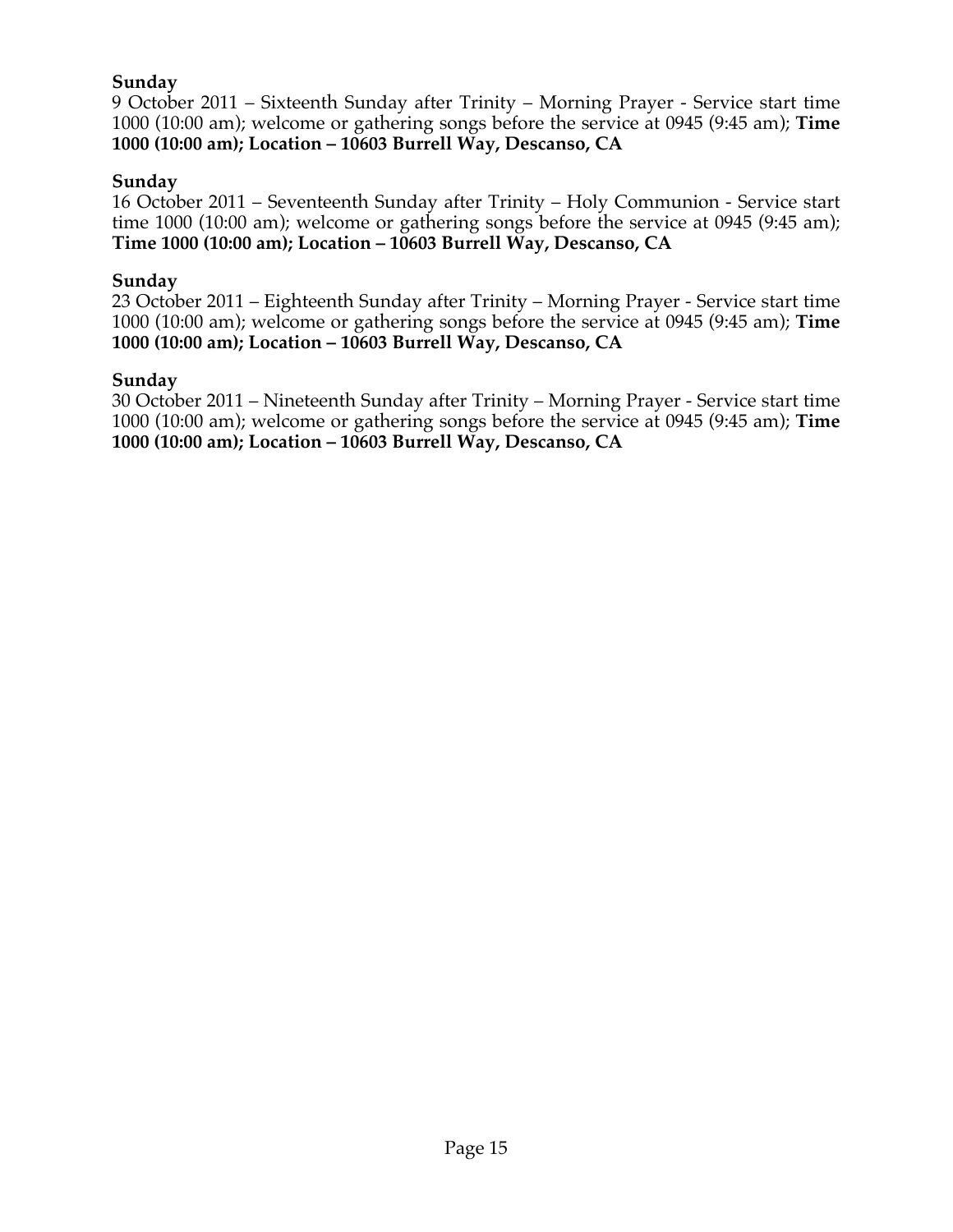**Sunday**

9 October 2011 – Sixteenth Sunday after Trinity – Morning Prayer - Service start time 1000 (10:00 am); welcome or gathering songs before the service at 0945 (9:45 am); **Time 1000 (10:00 am); Location – 10603 Burrell Way, Descanso, CA**

**Sunday**

16 October 2011 – Seventeenth Sunday after Trinity – Holy Communion - Service start time 1000 (10:00 am); welcome or gathering songs before the service at 0945 (9:45 am); **Time 1000 (10:00 am); Location – 10603 Burrell Way, Descanso, CA**

**Sunday**

23 October 2011 – Eighteenth Sunday after Trinity – Morning Prayer - Service start time 1000 (10:00 am); welcome or gathering songs before the service at 0945 (9:45 am); **Time 1000 (10:00 am); Location – 10603 Burrell Way, Descanso, CA**

**Sunday**

30 October 2011 – Nineteenth Sunday after Trinity – Morning Prayer - Service start time 1000 (10:00 am); welcome or gathering songs before the service at 0945 (9:45 am); **Time 1000 (10:00 am); Location – 10603 Burrell Way, Descanso, CA**